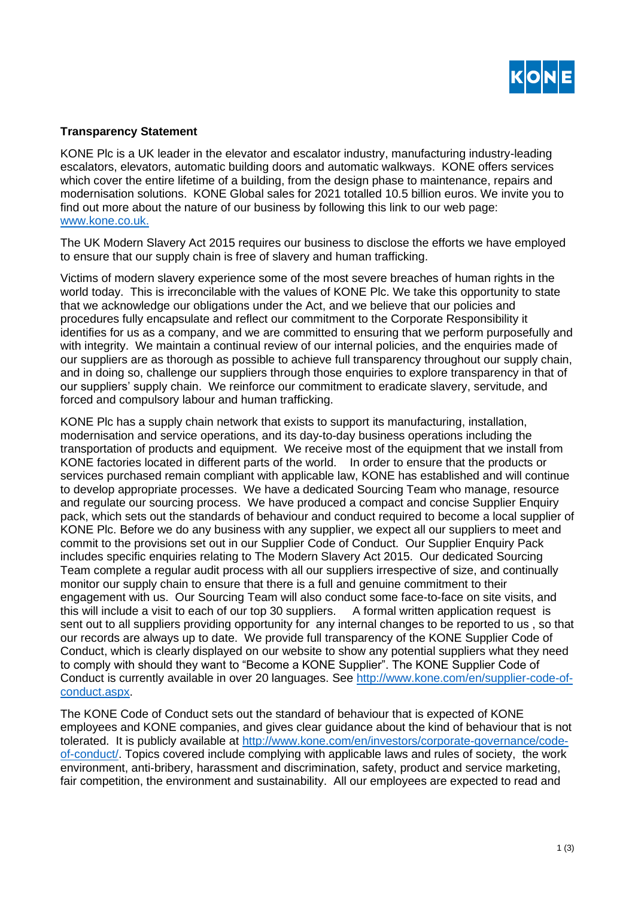**Transparency Statement**

KONE Plc is a UK leader in the elevator and escalator industry, manufacturing industry-leading escalators, elevators, automatic building doors and automatic walkways. KONE offers services which cover the entire lifetime of a building, from the design phase to maintenance, repairs and modernisation solutions. KONE Global sales for 2021 totalled 10.5 billion euros. We invite you to find out more about the nature of our business by following this link to our web page: [www.kone.co.uk.](http://www.kone.co.uk)

The UK Modern Slavery Act 2015 requires our business to disclose the efforts we have employed to ensure that our supply chain is free of slavery and human trafficking.

Victims of modern slavery experience some of the most severe breaches of human rights in the world today. This is irreconcilable with the values of KONE Plc. We take this opportunity to state that we acknowledge our obligations under the Act, and we believe that our policies and procedures fully encapsulate and reflect our commitment to the Corporate Responsibility it identifies for us as a company, and we are committed to ensuring that we perform purposefully and with integrity. We maintain a continual review of our internal policies, and the enquiries made of our suppliers are as thorough as possible to achieve full transparency throughout our supply chain, and in doing so, challenge our suppliers through those enquiries to explore transparency in that of our suppliers' supply chain. We reinforce our commitment to eradicate slavery, servitude, and forced and compulsory labour and human trafficking.

KONE Plc has a supply chain network that exists to support its manufacturing, installation, modernisation and service operations, and its day-to-day business operations including the transportation of products and equipment. We receive most of the equipment that we install from KONE factories located in different parts of the world. In order to ensure that the products or services purchased remain compliant with applicable law, KONE has established and will continue to develop appropriate processes. We have a dedicated Sourcing Team who manage, resource and regulate our sourcing process. We have produced a compact and concise Supplier Enquiry pack, which sets out the standards of behaviour and conduct required to become a local supplier of KONE Plc. Before we do any business with any supplier, we expect all our suppliers to meet and commit to the provisions set out in our Supplier Code of Conduct. Our Supplier Enquiry Pack includes specific enquiries relating to The Modern Slavery Act 2015. Our dedicated Sourcing Team complete a regular audit process with all our suppliers irrespective of size, and continually monitor our supply chain to ensure that there is a full and genuine commitment to their engagement with us. Our Sourcing Team will also conduct some face-to-face on site visits, and this will include a visit to each of our top 30 suppliers. A formal written application request is sent out to all suppliers providing opportunity for any internal changes to be reported to us , so that our records are always up to date. We provide full transparency of the KONE Supplier Code of Conduct, which is clearly displayed on our website to show any potential suppliers what they need to comply with should they want to "Become a KONE Supplier". The KONE Supplier Code of Conduct is currently available in over 20 languages. See [http://www.kone.com/en/supplier-code-of-conduct.aspx](http://www.kone.com/en/supplier-code-of-conduct.aspx).

The KONE Code of Conduct sets out the standard of behaviour that is expected of KONE employees and KONE companies, and gives clear guidance about the kind of behaviour that is not tolerated. It is publicly available at [http://www.kone.com/en/investors/corporate-governance/code-of-conduct/](http://www.kone.com/en/investors/corporate-governance/code-of-conduct/). Topics covered include complying with applicable laws and rules of society, the work environment, anti-bribery, harassment and discrimination, safety, product and service marketing, fair competition, the environment and sustainability. All our employees are expected to read and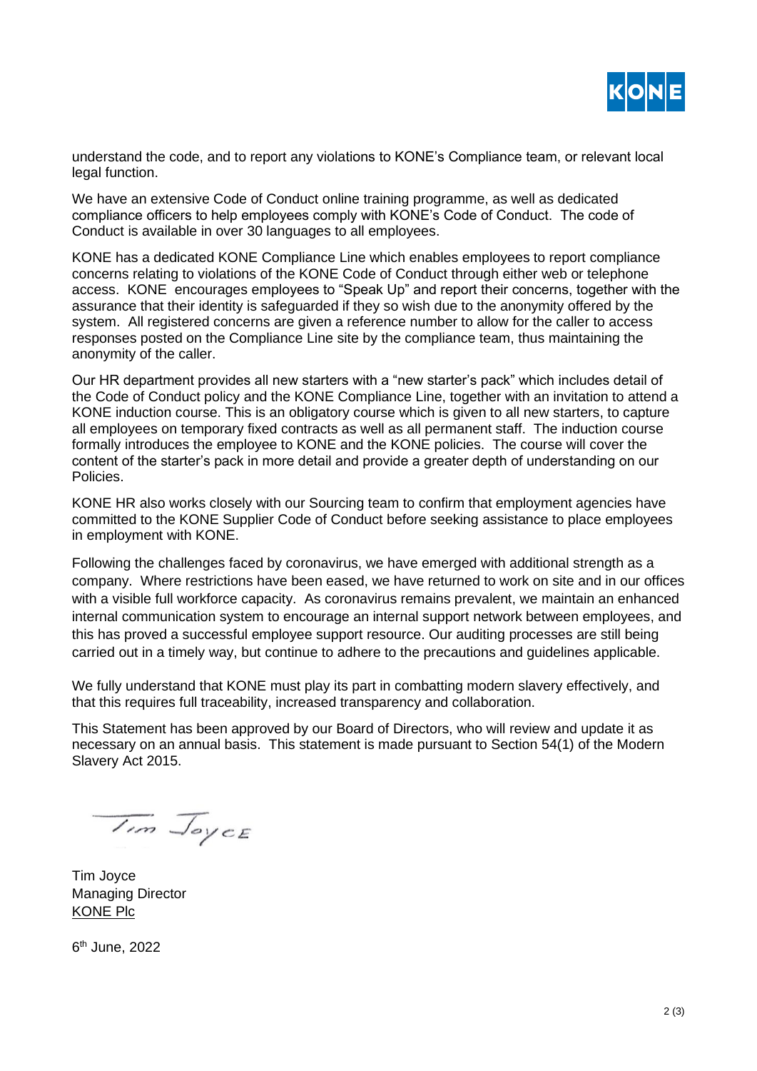understand the code, and to report any violations to KONE's Compliance team, or relevant local legal function.

We have an extensive Code of Conduct online training programme, as well as dedicated compliance officers to help employees comply with KONE's Code of Conduct. The code of Conduct is available in over 30 languages to all employees.

KONE has a dedicated KONE Compliance Line which enables employees to report compliance concerns relating to violations of the KONE Code of Conduct through either web or telephone access. KONE encourages employees to "Speak Up" and report their concerns, together with the assurance that their identity is safeguarded if they so wish due to the anonymity offered by the system. All registered concerns are given a reference number to allow for the caller to access responses posted on the Compliance Line site by the compliance team, thus maintaining the anonymity of the caller.

Our HR department provides all new starters with a "new starter's pack" which includes detail of the Code of Conduct policy and the KONE Compliance Line, together with an invitation to attend a KONE induction course. This is an obligatory course which is given to all new starters, to capture all employees on temporary fixed contracts as well as all permanent staff. The induction course formally introduces the employee to KONE and the KONE policies. The course will cover the content of the starter's pack in more detail and provide a greater depth of understanding on our Policies.

KONE HR also works closely with our Sourcing team to confirm that employment agencies have committed to the KONE Supplier Code of Conduct before seeking assistance to place employees in employment with KONE.

Following the challenges faced by coronavirus, we have emerged with additional strength as a company. Where restrictions have been eased, we have returned to work on site and in our offices with a visible full workforce capacity. As coronavirus remains prevalent, we maintain an enhanced internal communication system to encourage an internal support network between employees, and this has proved a successful employee support resource. Our auditing processes are still being carried out in a timely way, but continue to adhere to the precautions and guidelines applicable.

We fully understand that KONE must play its part in combatting modern slavery effectively, and that this requires full traceability, increased transparency and collaboration.

This Statement has been approved by our Board of Directors, who will review and update it as necessary on an annual basis. This statement is made pursuant to Section 54(1) of the Modern Slavery Act 2015.

Tim Joyce

Tim Joyce
Managing Director
KONE Plc

6th June, 2022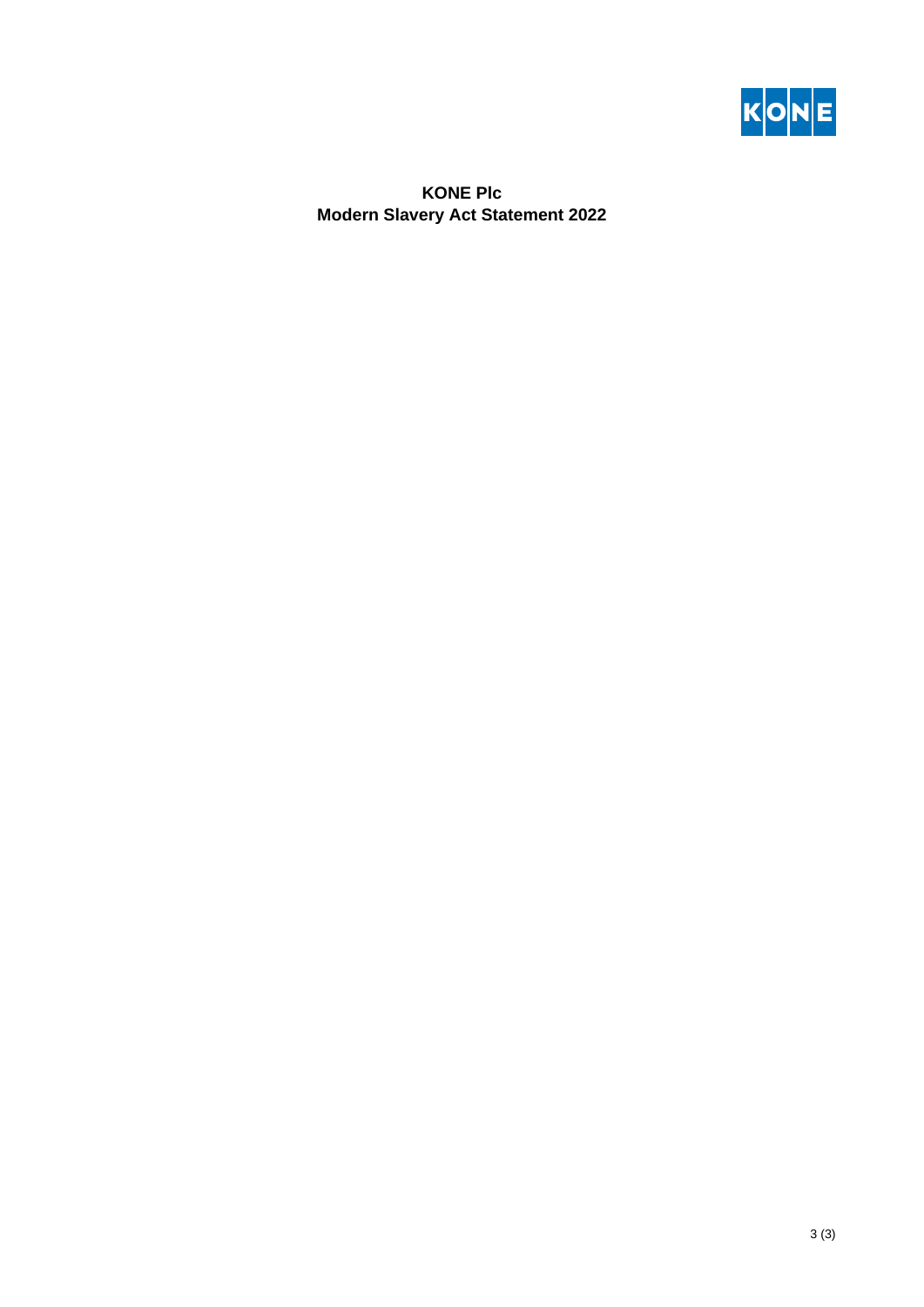**KONE Plc**
**Modern Slavery Act Statement 2022**